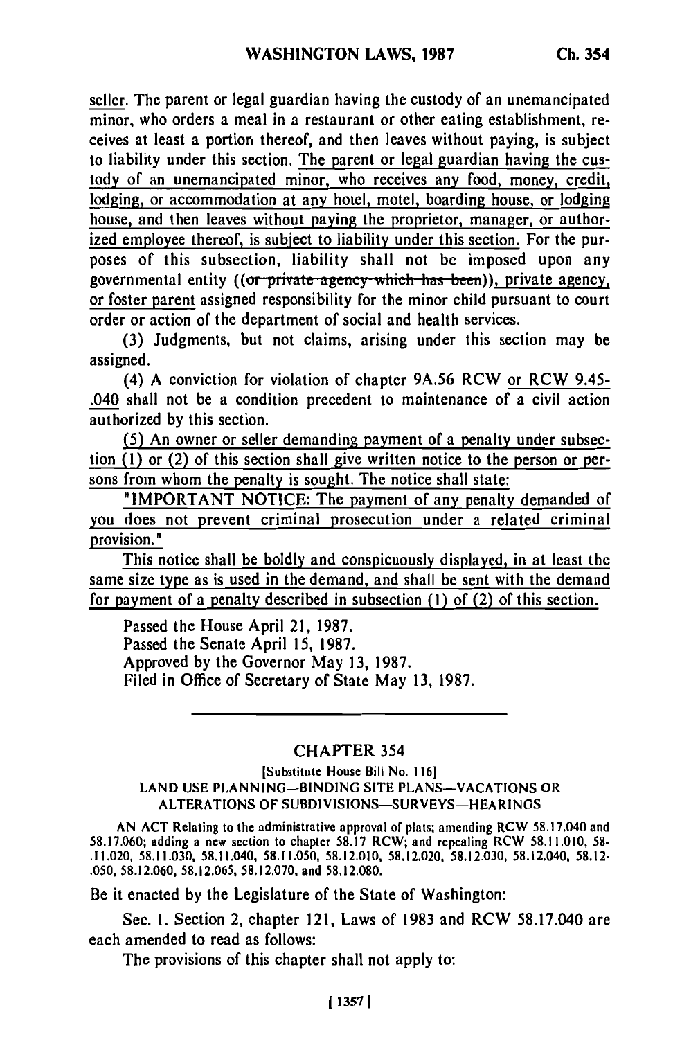seller. The parent or legal guardian having the custody of an unemancipated minor, who orders a meal in a restaurant or other eating establishment, receives at least a portion thereof, and then leaves without paying, is subject to liability under this section. The parent or legal guardian having the custody of an unemancipated minor, who receives any food, money, credit, lodging, or accommodation at any hotel, motel, boarding house, or lodging house, and then leaves without paying the proprietor, manager, or authorized employee thereof, is subject to liability under this section. For the purposes of this subsection, liability shall not be imposed upon any governmental entity ((~~or private agency which has been~~)), private agency, or foster parent assigned responsibility for the minor child pursuant to court order or action of the department of social and health services.

(3) Judgments, but not claims, arising under this section may be assigned.

(4) A conviction for violation of chapter 9A.56 RCW or RCW 9.45-.040 shall not be a condition precedent to maintenance of a civil action authorized by this section.

(5) An owner or seller demanding payment of a penalty under subsection (1) or (2) of this section shall give written notice to the person or persons from whom the penalty is sought. The notice shall state:

"IMPORTANT NOTICE: The payment of any penalty demanded of you does not prevent criminal prosecution under a related criminal provision."

This notice shall be boldly and conspicuously displayed, in at least the same size type as is used in the demand, and shall be sent with the demand for payment of a penalty described in subsection (1) of (2) of this section.

Passed the House April 21, 1987.
Passed the Senate April 15, 1987.
Approved by the Governor May 13, 1987.
Filed in Office of Secretary of State May 13, 1987.

---

## CHAPTER 354

[Substitute House Bill No. 116]

LAND USE PLANNING—BINDING SITE PLANS—VACATIONS OR ALTERATIONS OF SUBDIVISIONS—SURVEYS—HEARINGS

AN ACT Relating to the administrative approval of plats; amending RCW 58.17.040 and 58.17.060; adding a new section to chapter 58.17 RCW; and repealing RCW 58.11.010, 58-.11.020, 58.11.030, 58.11.040, 58.11.050, 58.12.010, 58.12.020, 58.12.030, 58.12.040, 58.12-.050, 58.12.060, 58.12.065, 58.12.070, and 58.12.080.

Be it enacted by the Legislature of the State of Washington:

Sec. 1. Section 2, chapter 121, Laws of 1983 and RCW 58.17.040 are each amended to read as follows:

The provisions of this chapter shall not apply to: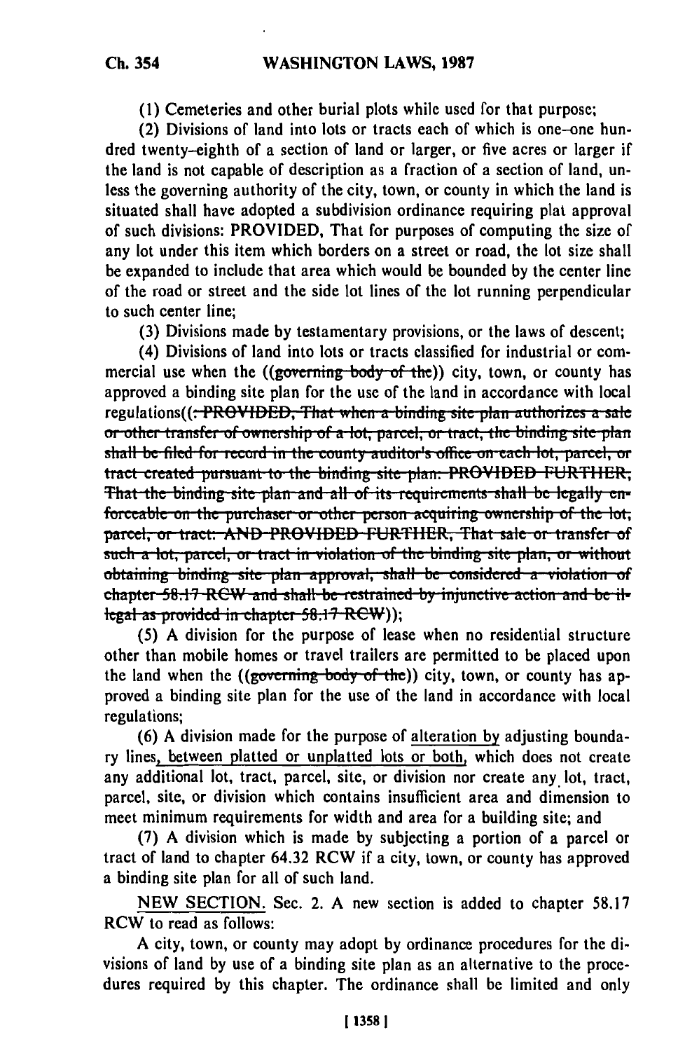(1) Cemeteries and other burial plots while used for that purpose;

(2) Divisions of land into lots or tracts each of which is one-one hundred twenty-eighth of a section of land or larger, or five acres or larger if the land is not capable of description as a fraction of a section of land, unless the governing authority of the city, town, or county in which the land is situated shall have adopted a subdivision ordinance requiring plat approval of such divisions: PROVIDED, That for purposes of computing the size of any lot under this item which borders on a street or road, the lot size shall be expanded to include that area which would be bounded by the center line of the road or street and the side lot lines of the lot running perpendicular to such center line;

(3) Divisions made by testamentary provisions, or the laws of descent;

(4) Divisions of land into lots or tracts classified for industrial or commercial use when the ((~~governing body of the~~)) city, town, or county has approved a binding site plan for the use of the land in accordance with local regulations((~~: PROVIDED, That when a binding site plan authorizes a sale or other transfer of ownership of a lot, parcel, or tract, the binding site plan shall be filed for record in the county auditor's office on each lot, parcel, or tract created pursuant to the binding site plan: PROVIDED FURTHER, That the binding site plan and all of its requirements shall be legally enforceable on the purchaser or other person acquiring ownership of the lot, parcel, or tract: AND PROVIDED FURTHER, That sale or transfer of such a lot, parcel, or tract in violation of the binding site plan, or without obtaining binding site plan approval, shall be considered a violation of chapter 58.17 RCW and shall be restrained by injunctive action and be illegal as provided in chapter 58.17 RCW~~));

(5) A division for the purpose of lease when no residential structure other than mobile homes or travel trailers are permitted to be placed upon the land when the ((~~governing body of the~~)) city, town, or county has approved a binding site plan for the use of the land in accordance with local regulations;

(6) A division made for the purpose of <u>alteration by</u> adjusting boundary lines<u>, between platted or unplatted lots or both,</u> which does not create any additional lot, tract, parcel, site, or division nor create any lot, tract, parcel, site, or division which contains insufficient area and dimension to meet minimum requirements for width and area for a building site; and

(7) A division which is made by subjecting a portion of a parcel or tract of land to chapter 64.32 RCW if a city, town, or county has approved a binding site plan for all of such land.

<u>NEW SECTION.</u> Sec. 2. A new section is added to chapter 58.17 RCW to read as follows:

A city, town, or county may adopt by ordinance procedures for the divisions of land by use of a binding site plan as an alternative to the procedures required by this chapter. The ordinance shall be limited and only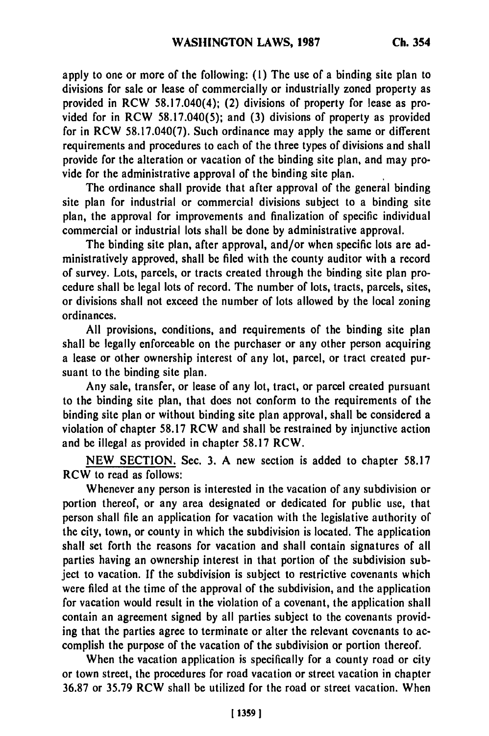apply to one or more of the following: (1) The use of a binding site plan to divisions for sale or lease of commercially or industrially zoned property as provided in RCW 58.17.040(4); (2) divisions of property for lease as provided for in RCW 58.17.040(5); and (3) divisions of property as provided for in RCW 58.17.040(7). Such ordinance may apply the same or different requirements and procedures to each of the three types of divisions and shall provide for the alteration or vacation of the binding site plan, and may provide for the administrative approval of the binding site plan.

The ordinance shall provide that after approval of the general binding site plan for industrial or commercial divisions subject to a binding site plan, the approval for improvements and finalization of specific individual commercial or industrial lots shall be done by administrative approval.

The binding site plan, after approval, and/or when specific lots are administratively approved, shall be filed with the county auditor with a record of survey. Lots, parcels, or tracts created through the binding site plan procedure shall be legal lots of record. The number of lots, tracts, parcels, sites, or divisions shall not exceed the number of lots allowed by the local zoning ordinances.

All provisions, conditions, and requirements of the binding site plan shall be legally enforceable on the purchaser or any other person acquiring a lease or other ownership interest of any lot, parcel, or tract created pursuant to the binding site plan.

Any sale, transfer, or lease of any lot, tract, or parcel created pursuant to the binding site plan, that does not conform to the requirements of the binding site plan or without binding site plan approval, shall be considered a violation of chapter 58.17 RCW and shall be restrained by injunctive action and be illegal as provided in chapter 58.17 RCW.

NEW SECTION. Sec. 3. A new section is added to chapter 58.17 RCW to read as follows:

Whenever any person is interested in the vacation of any subdivision or portion thereof, or any area designated or dedicated for public use, that person shall file an application for vacation with the legislative authority of the city, town, or county in which the subdivision is located. The application shall set forth the reasons for vacation and shall contain signatures of all parties having an ownership interest in that portion of the subdivision subject to vacation. If the subdivision is subject to restrictive covenants which were filed at the time of the approval of the subdivision, and the application for vacation would result in the violation of a covenant, the application shall contain an agreement signed by all parties subject to the covenants providing that the parties agree to terminate or alter the relevant covenants to accomplish the purpose of the vacation of the subdivision or portion thereof.

When the vacation application is specifically for a county road or city or town street, the procedures for road vacation or street vacation in chapter 36.87 or 35.79 RCW shall be utilized for the road or street vacation. When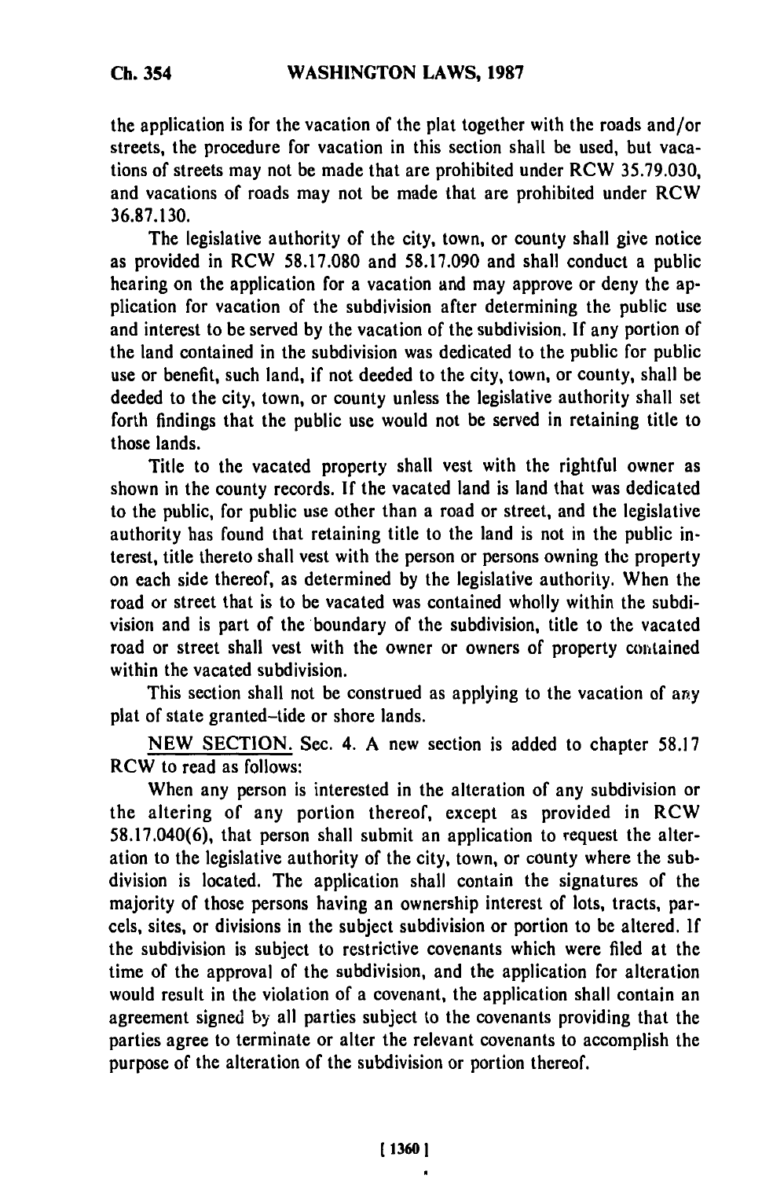the application is for the vacation of the plat together with the roads and/or streets, the procedure for vacation in this section shall be used, but vacations of streets may not be made that are prohibited under RCW 35.79.030, and vacations of roads may not be made that are prohibited under RCW 36.87.130.

The legislative authority of the city, town, or county shall give notice as provided in RCW 58.17.080 and 58.17.090 and shall conduct a public hearing on the application for a vacation and may approve or deny the application for vacation of the subdivision after determining the public use and interest to be served by the vacation of the subdivision. If any portion of the land contained in the subdivision was dedicated to the public for public use or benefit, such land, if not deeded to the city, town, or county, shall be deeded to the city, town, or county unless the legislative authority shall set forth findings that the public use would not be served in retaining title to those lands.

Title to the vacated property shall vest with the rightful owner as shown in the county records. If the vacated land is land that was dedicated to the public, for public use other than a road or street, and the legislative authority has found that retaining title to the land is not in the public interest, title thereto shall vest with the person or persons owning the property on each side thereof, as determined by the legislative authority. When the road or street that is to be vacated was contained wholly within the subdivision and is part of the boundary of the subdivision, title to the vacated road or street shall vest with the owner or owners of property contained within the vacated subdivision.

This section shall not be construed as applying to the vacation of any plat of state granted-tide or shore lands.

NEW SECTION. Sec. 4. A new section is added to chapter 58.17 RCW to read as follows:

When any person is interested in the alteration of any subdivision or the altering of any portion thereof, except as provided in RCW 58.17.040(6), that person shall submit an application to request the alteration to the legislative authority of the city, town, or county where the subdivision is located. The application shall contain the signatures of the majority of those persons having an ownership interest of lots, tracts, parcels, sites, or divisions in the subject subdivision or portion to be altered. If the subdivision is subject to restrictive covenants which were filed at the time of the approval of the subdivision, and the application for alteration would result in the violation of a covenant, the application shall contain an agreement signed by all parties subject to the covenants providing that the parties agree to terminate or alter the relevant covenants to accomplish the purpose of the alteration of the subdivision or portion thereof.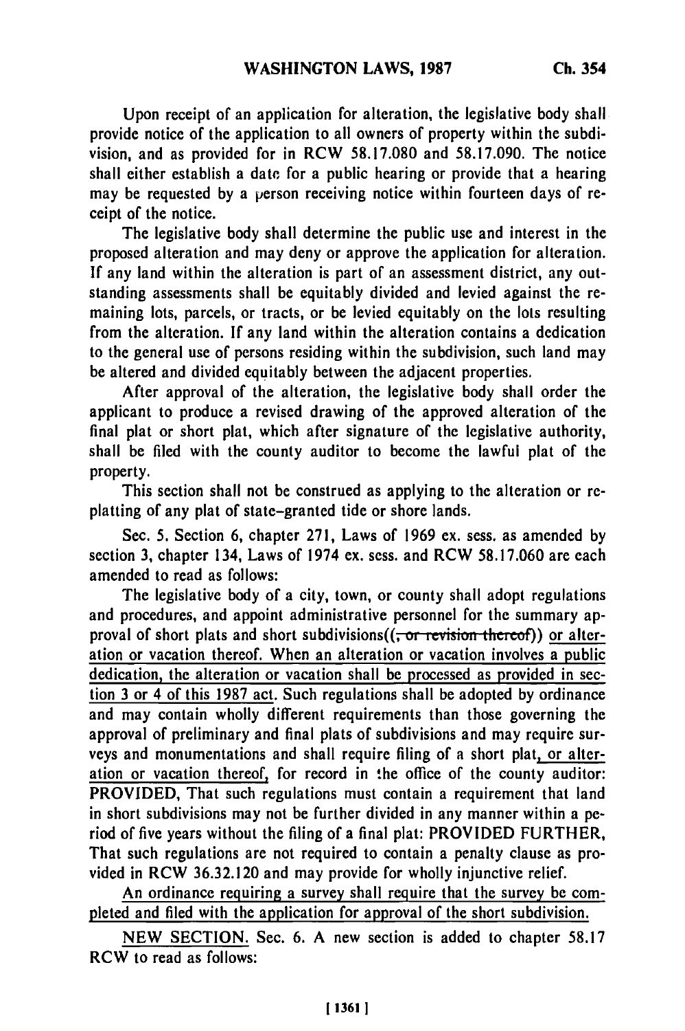Upon receipt of an application for alteration, the legislative body shall provide notice of the application to all owners of property within the subdivision, and as provided for in RCW 58.17.080 and 58.17.090. The notice shall either establish a date for a public hearing or provide that a hearing may be requested by a person receiving notice within fourteen days of receipt of the notice.

The legislative body shall determine the public use and interest in the proposed alteration and may deny or approve the application for alteration. If any land within the alteration is part of an assessment district, any outstanding assessments shall be equitably divided and levied against the remaining lots, parcels, or tracts, or be levied equitably on the lots resulting from the alteration. If any land within the alteration contains a dedication to the general use of persons residing within the subdivision, such land may be altered and divided equitably between the adjacent properties.

After approval of the alteration, the legislative body shall order the applicant to produce a revised drawing of the approved alteration of the final plat or short plat, which after signature of the legislative authority, shall be filed with the county auditor to become the lawful plat of the property.

This section shall not be construed as applying to the alteration or replatting of any plat of state-granted tide or shore lands.

Sec. 5. Section 6, chapter 271, Laws of 1969 ex. sess. as amended by section 3, chapter 134, Laws of 1974 ex. sess. and RCW 58.17.060 are each amended to read as follows:

The legislative body of a city, town, or county shall adopt regulations and procedures, and appoint administrative personnel for the summary approval of short plats and short subdivisions((~~, or revision thereof~~)) <u>or alteration or vacation thereof. When an alteration or vacation involves a public dedication, the alteration or vacation shall be processed as provided in section 3 or 4 of this 1987 act</u>. Such regulations shall be adopted by ordinance and may contain wholly different requirements than those governing the approval of preliminary and final plats of subdivisions and may require surveys and monumentations and shall require filing of a short plat<u>, or alteration or vacation thereof,</u> for record in the office of the county auditor: PROVIDED, That such regulations must contain a requirement that land in short subdivisions may not be further divided in any manner within a period of five years without the filing of a final plat: PROVIDED FURTHER, That such regulations are not required to contain a penalty clause as provided in RCW 36.32.120 and may provide for wholly injunctive relief.

<u>An ordinance requiring a survey shall require that the survey be completed and filed with the application for approval of the short subdivision.</u>

<u>NEW SECTION.</u> Sec. 6. A new section is added to chapter 58.17 RCW to read as follows: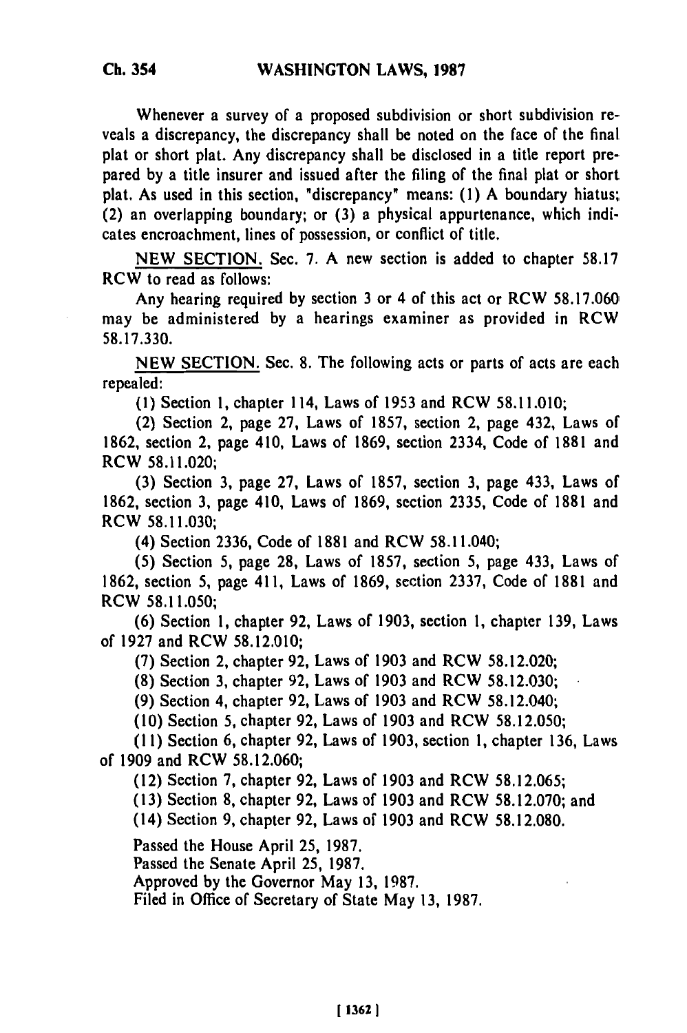Whenever a survey of a proposed subdivision or short subdivision reveals a discrepancy, the discrepancy shall be noted on the face of the final plat or short plat. Any discrepancy shall be disclosed in a title report prepared by a title insurer and issued after the filing of the final plat or short plat. As used in this section, "discrepancy" means: (1) A boundary hiatus; (2) an overlapping boundary; or (3) a physical appurtenance, which indicates encroachment, lines of possession, or conflict of title.

NEW SECTION. Sec. 7. A new section is added to chapter 58.17 RCW to read as follows:

Any hearing required by section 3 or 4 of this act or RCW 58.17.060 may be administered by a hearings examiner as provided in RCW 58.17.330.

NEW SECTION. Sec. 8. The following acts or parts of acts are each repealed:

(1) Section 1, chapter 114, Laws of 1953 and RCW 58.11.010;

(2) Section 2, page 27, Laws of 1857, section 2, page 432, Laws of 1862, section 2, page 410, Laws of 1869, section 2334, Code of 1881 and RCW 58.11.020;

(3) Section 3, page 27, Laws of 1857, section 3, page 433, Laws of 1862, section 3, page 410, Laws of 1869, section 2335, Code of 1881 and RCW 58.11.030;

(4) Section 2336, Code of 1881 and RCW 58.11.040;

(5) Section 5, page 28, Laws of 1857, section 5, page 433, Laws of 1862, section 5, page 411, Laws of 1869, section 2337, Code of 1881 and RCW 58.11.050;

(6) Section 1, chapter 92, Laws of 1903, section 1, chapter 139, Laws of 1927 and RCW 58.12.010;

(7) Section 2, chapter 92, Laws of 1903 and RCW 58.12.020;

(8) Section 3, chapter 92, Laws of 1903 and RCW 58.12.030;

(9) Section 4, chapter 92, Laws of 1903 and RCW 58.12.040;

(10) Section 5, chapter 92, Laws of 1903 and RCW 58.12.050;

(11) Section 6, chapter 92, Laws of 1903, section 1, chapter 136, Laws of 1909 and RCW 58.12.060;

(12) Section 7, chapter 92, Laws of 1903 and RCW 58.12.065;

(13) Section 8, chapter 92, Laws of 1903 and RCW 58.12.070; and

(14) Section 9, chapter 92, Laws of 1903 and RCW 58.12.080.

Passed the House April 25, 1987.
Passed the Senate April 25, 1987.
Approved by the Governor May 13, 1987.
Filed in Office of Secretary of State May 13, 1987.